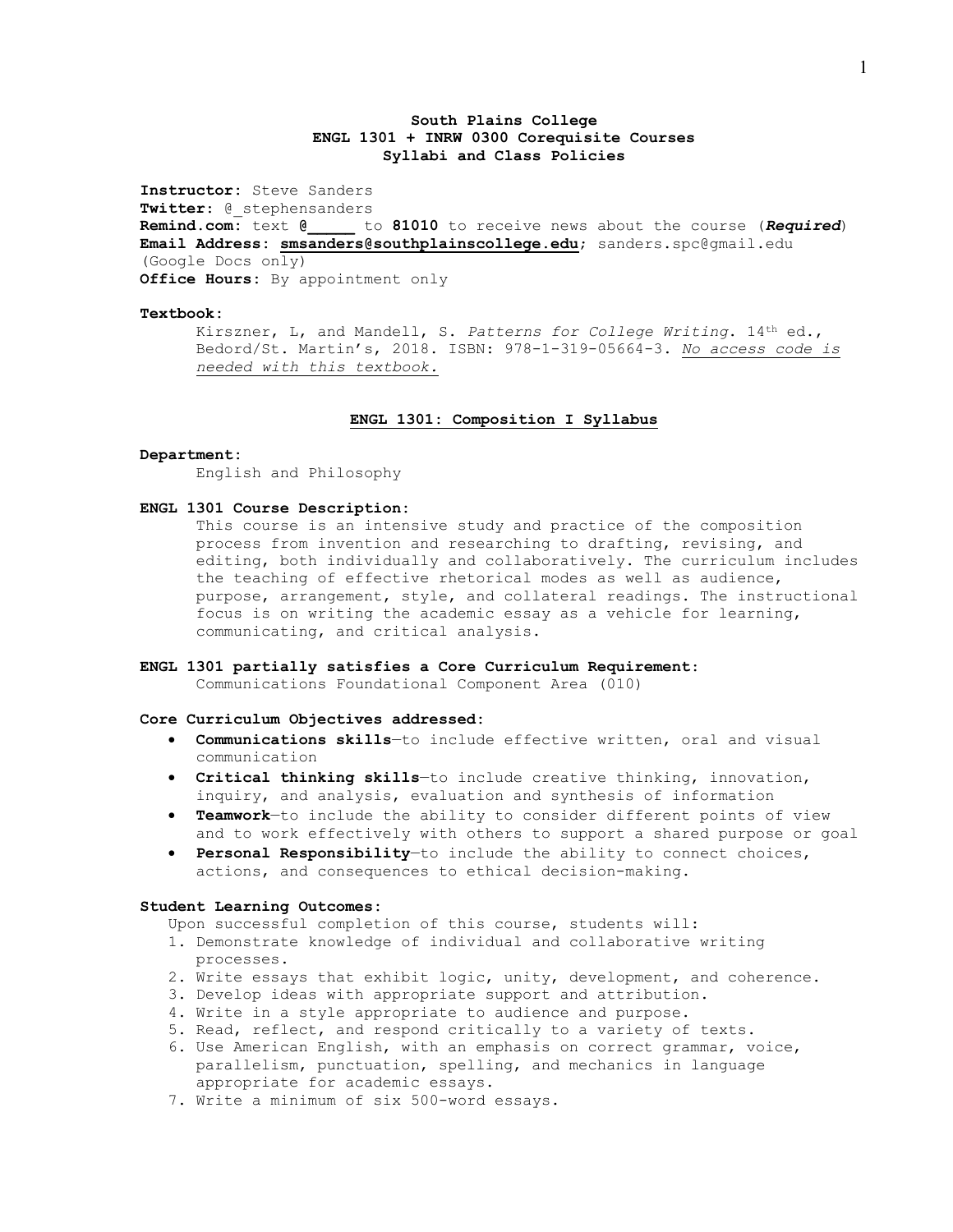# South Plains College
## ENGL 1301 + INRW 0300 Corequisite Courses
## Syllabi and Class Policies

**Instructor:** Steve Sanders
**Twitter:** @_stephensanders
**Remind.com:** text **@_____** to **81010** to receive news about the course (***Required***)
**Email Address:** **smsanders@southplainscollege.edu**; sanders.spc@gmail.edu (Google Docs only)
**Office Hours:** By appointment only

**Textbook:**

Kirszner, L, and Mandell, S. *Patterns for College Writing*. 14th ed., Bedord/St. Martin's, 2018. ISBN: 978-1-319-05664-3. *No access code is needed with this textbook.*

## ENGL 1301: Composition I Syllabus

**Department:**

English and Philosophy

**ENGL 1301 Course Description:**

This course is an intensive study and practice of the composition process from invention and researching to drafting, revising, and editing, both individually and collaboratively. The curriculum includes the teaching of effective rhetorical modes as well as audience, purpose, arrangement, style, and collateral readings. The instructional focus is on writing the academic essay as a vehicle for learning, communicating, and critical analysis.

**ENGL 1301 partially satisfies a Core Curriculum Requirement:**

Communications Foundational Component Area (010)

**Core Curriculum Objectives addressed:**

- **Communications skills**—to include effective written, oral and visual communication
- **Critical thinking skills**—to include creative thinking, innovation, inquiry, and analysis, evaluation and synthesis of information
- **Teamwork**—to include the ability to consider different points of view and to work effectively with others to support a shared purpose or goal
- **Personal Responsibility**—to include the ability to connect choices, actions, and consequences to ethical decision-making.

**Student Learning Outcomes:**

Upon successful completion of this course, students will:

1. Demonstrate knowledge of individual and collaborative writing processes.
2. Write essays that exhibit logic, unity, development, and coherence.
3. Develop ideas with appropriate support and attribution.
4. Write in a style appropriate to audience and purpose.
5. Read, reflect, and respond critically to a variety of texts.
6. Use American English, with an emphasis on correct grammar, voice, parallelism, punctuation, spelling, and mechanics in language appropriate for academic essays.
7. Write a minimum of six 500-word essays.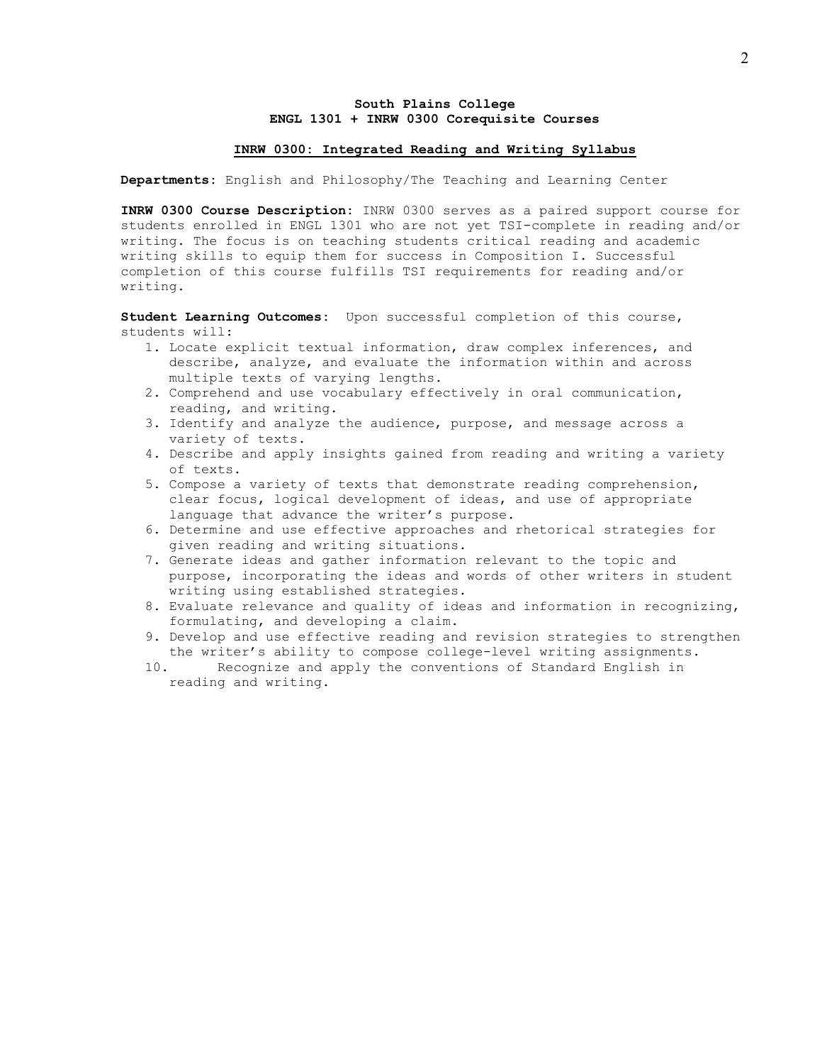**South Plains College**
**ENGL 1301 + INRW 0300 Corequisite Courses**

## INRW 0300: Integrated Reading and Writing Syllabus

**Departments:** English and Philosophy/The Teaching and Learning Center

**INRW 0300 Course Description:** INRW 0300 serves as a paired support course for students enrolled in ENGL 1301 who are not yet TSI-complete in reading and/or writing. The focus is on teaching students critical reading and academic writing skills to equip them for success in Composition I. Successful completion of this course fulfills TSI requirements for reading and/or writing.

**Student Learning Outcomes:** Upon successful completion of this course, students will:

1. Locate explicit textual information, draw complex inferences, and describe, analyze, and evaluate the information within and across multiple texts of varying lengths.
2. Comprehend and use vocabulary effectively in oral communication, reading, and writing.
3. Identify and analyze the audience, purpose, and message across a variety of texts.
4. Describe and apply insights gained from reading and writing a variety of texts.
5. Compose a variety of texts that demonstrate reading comprehension, clear focus, logical development of ideas, and use of appropriate language that advance the writer's purpose.
6. Determine and use effective approaches and rhetorical strategies for given reading and writing situations.
7. Generate ideas and gather information relevant to the topic and purpose, incorporating the ideas and words of other writers in student writing using established strategies.
8. Evaluate relevance and quality of ideas and information in recognizing, formulating, and developing a claim.
9. Develop and use effective reading and revision strategies to strengthen the writer's ability to compose college-level writing assignments.
10. Recognize and apply the conventions of Standard English in reading and writing.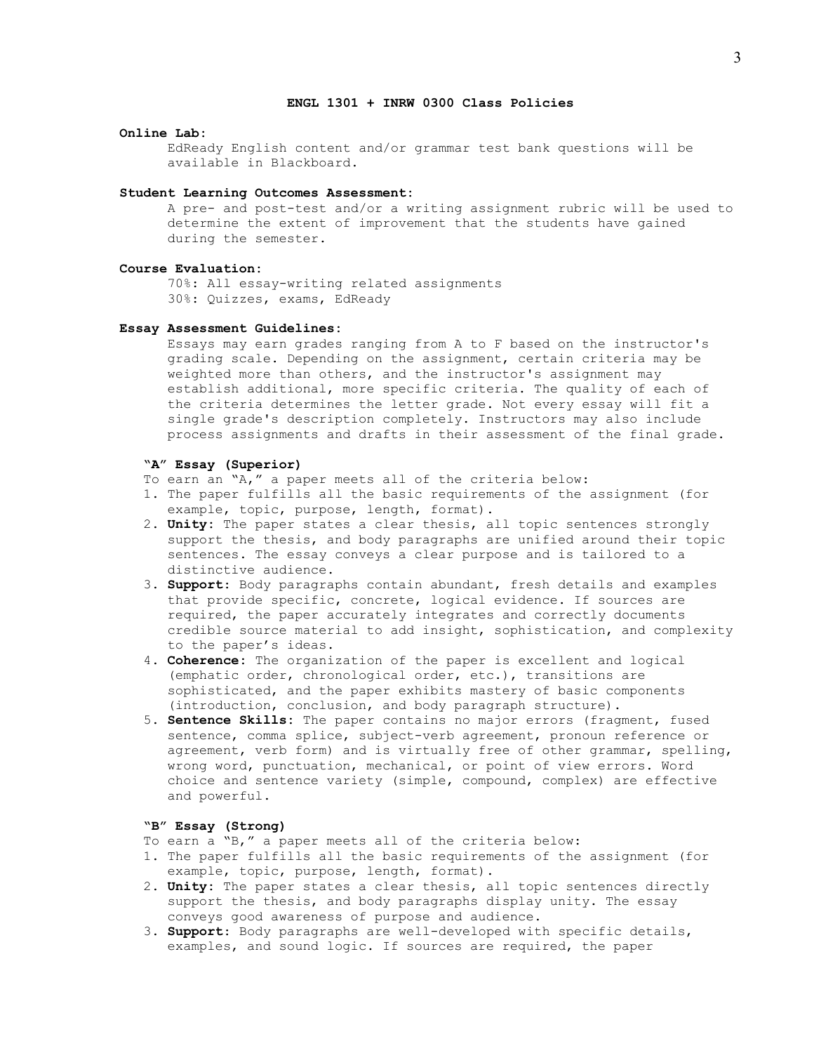## ENGL 1301 + INRW 0300 Class Policies

**Online Lab:**

EdReady English content and/or grammar test bank questions will be available in Blackboard.

**Student Learning Outcomes Assessment:**

A pre- and post-test and/or a writing assignment rubric will be used to determine the extent of improvement that the students have gained during the semester.

**Course Evaluation:**

70%: All essay-writing related assignments
30%: Quizzes, exams, EdReady

**Essay Assessment Guidelines:**

Essays may earn grades ranging from A to F based on the instructor's grading scale. Depending on the assignment, certain criteria may be weighted more than others, and the instructor's assignment may establish additional, more specific criteria. The quality of each of the criteria determines the letter grade. Not every essay will fit a single grade's description completely. Instructors may also include process assignments and drafts in their assessment of the final grade.

**"A" Essay (Superior)**

To earn an "A," a paper meets all of the criteria below:

1. The paper fulfills all the basic requirements of the assignment (for example, topic, purpose, length, format).
2. **Unity**: The paper states a clear thesis, all topic sentences strongly support the thesis, and body paragraphs are unified around their topic sentences. The essay conveys a clear purpose and is tailored to a distinctive audience.
3. **Support**: Body paragraphs contain abundant, fresh details and examples that provide specific, concrete, logical evidence. If sources are required, the paper accurately integrates and correctly documents credible source material to add insight, sophistication, and complexity to the paper's ideas.
4. **Coherence**: The organization of the paper is excellent and logical (emphatic order, chronological order, etc.), transitions are sophisticated, and the paper exhibits mastery of basic components (introduction, conclusion, and body paragraph structure).
5. **Sentence Skills**: The paper contains no major errors (fragment, fused sentence, comma splice, subject-verb agreement, pronoun reference or agreement, verb form) and is virtually free of other grammar, spelling, wrong word, punctuation, mechanical, or point of view errors. Word choice and sentence variety (simple, compound, complex) are effective and powerful.

**"B" Essay (Strong)**

To earn a "B," a paper meets all of the criteria below:

1. The paper fulfills all the basic requirements of the assignment (for example, topic, purpose, length, format).
2. **Unity**: The paper states a clear thesis, all topic sentences directly support the thesis, and body paragraphs display unity. The essay conveys good awareness of purpose and audience.
3. **Support**: Body paragraphs are well-developed with specific details, examples, and sound logic. If sources are required, the paper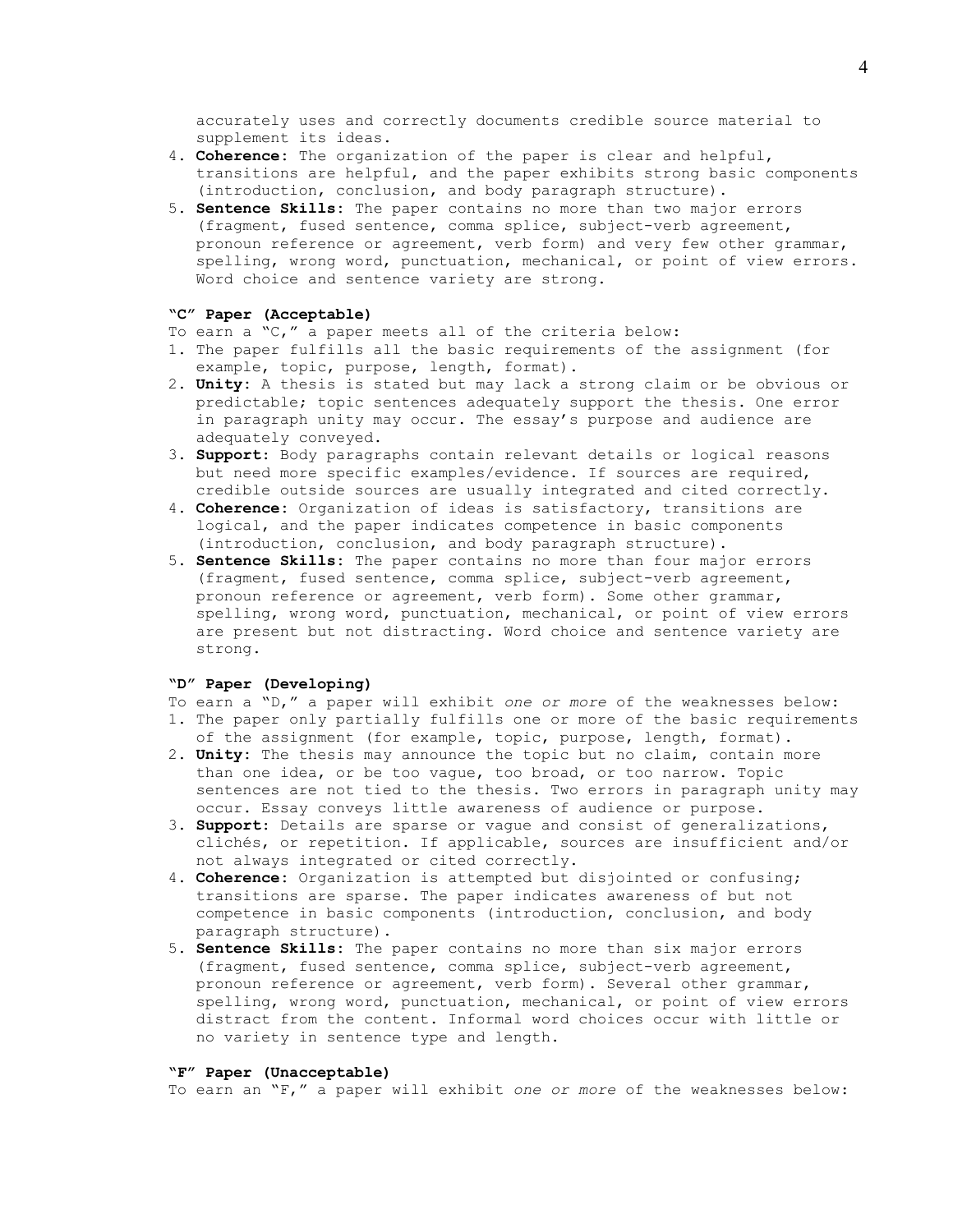accurately uses and correctly documents credible source material to supplement its ideas.

4. **Coherence**: The organization of the paper is clear and helpful, transitions are helpful, and the paper exhibits strong basic components (introduction, conclusion, and body paragraph structure).
5. **Sentence Skills**: The paper contains no more than two major errors (fragment, fused sentence, comma splice, subject-verb agreement, pronoun reference or agreement, verb form) and very few other grammar, spelling, wrong word, punctuation, mechanical, or point of view errors. Word choice and sentence variety are strong.

**"C" Paper (Acceptable)**

To earn a "C," a paper meets all of the criteria below:

1. The paper fulfills all the basic requirements of the assignment (for example, topic, purpose, length, format).
2. **Unity**: A thesis is stated but may lack a strong claim or be obvious or predictable; topic sentences adequately support the thesis. One error in paragraph unity may occur. The essay's purpose and audience are adequately conveyed.
3. **Support**: Body paragraphs contain relevant details or logical reasons but need more specific examples/evidence. If sources are required, credible outside sources are usually integrated and cited correctly.
4. **Coherence**: Organization of ideas is satisfactory, transitions are logical, and the paper indicates competence in basic components (introduction, conclusion, and body paragraph structure).
5. **Sentence Skills**: The paper contains no more than four major errors (fragment, fused sentence, comma splice, subject-verb agreement, pronoun reference or agreement, verb form). Some other grammar, spelling, wrong word, punctuation, mechanical, or point of view errors are present but not distracting. Word choice and sentence variety are strong.

**"D" Paper (Developing)**

To earn a "D," a paper will exhibit *one or more* of the weaknesses below:

1. The paper only partially fulfills one or more of the basic requirements of the assignment (for example, topic, purpose, length, format).
2. **Unity**: The thesis may announce the topic but no claim, contain more than one idea, or be too vague, too broad, or too narrow. Topic sentences are not tied to the thesis. Two errors in paragraph unity may occur. Essay conveys little awareness of audience or purpose.
3. **Support**: Details are sparse or vague and consist of generalizations, clichés, or repetition. If applicable, sources are insufficient and/or not always integrated or cited correctly.
4. **Coherence**: Organization is attempted but disjointed or confusing; transitions are sparse. The paper indicates awareness of but not competence in basic components (introduction, conclusion, and body paragraph structure).
5. **Sentence Skills**: The paper contains no more than six major errors (fragment, fused sentence, comma splice, subject-verb agreement, pronoun reference or agreement, verb form). Several other grammar, spelling, wrong word, punctuation, mechanical, or point of view errors distract from the content. Informal word choices occur with little or no variety in sentence type and length.

**"F" Paper (Unacceptable)**

To earn an "F," a paper will exhibit *one or more* of the weaknesses below: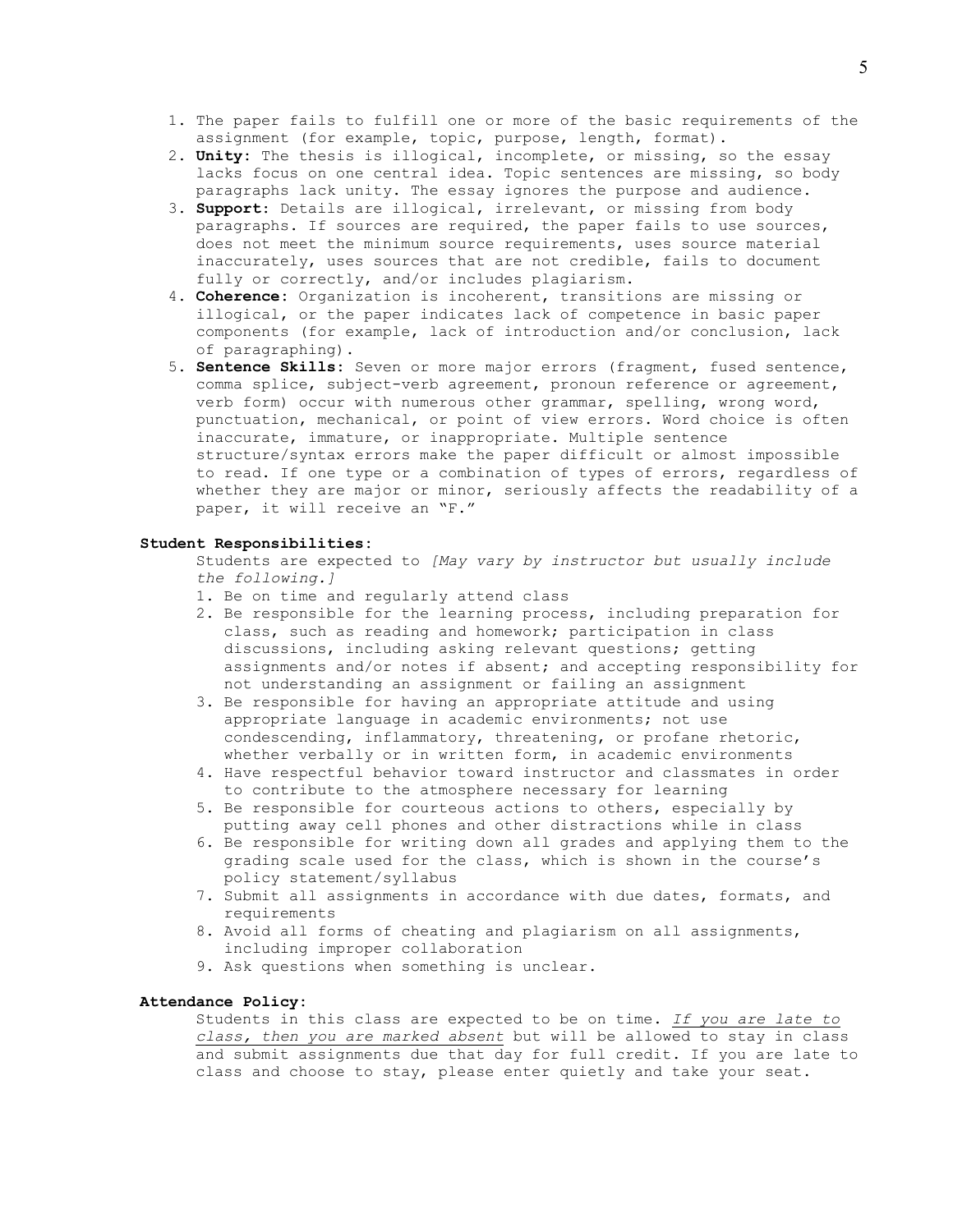1. The paper fails to fulfill one or more of the basic requirements of the assignment (for example, topic, purpose, length, format).
2. **Unity**: The thesis is illogical, incomplete, or missing, so the essay lacks focus on one central idea. Topic sentences are missing, so body paragraphs lack unity. The essay ignores the purpose and audience.
3. **Support**: Details are illogical, irrelevant, or missing from body paragraphs. If sources are required, the paper fails to use sources, does not meet the minimum source requirements, uses source material inaccurately, uses sources that are not credible, fails to document fully or correctly, and/or includes plagiarism.
4. **Coherence**: Organization is incoherent, transitions are missing or illogical, or the paper indicates lack of competence in basic paper components (for example, lack of introduction and/or conclusion, lack of paragraphing).
5. **Sentence Skills**: Seven or more major errors (fragment, fused sentence, comma splice, subject-verb agreement, pronoun reference or agreement, verb form) occur with numerous other grammar, spelling, wrong word, punctuation, mechanical, or point of view errors. Word choice is often inaccurate, immature, or inappropriate. Multiple sentence structure/syntax errors make the paper difficult or almost impossible to read. If one type or a combination of types of errors, regardless of whether they are major or minor, seriously affects the readability of a paper, it will receive an "F."

**Student Responsibilities:**

Students are expected to *[May vary by instructor but usually include the following.]*

1. Be on time and regularly attend class
2. Be responsible for the learning process, including preparation for class, such as reading and homework; participation in class discussions, including asking relevant questions; getting assignments and/or notes if absent; and accepting responsibility for not understanding an assignment or failing an assignment
3. Be responsible for having an appropriate attitude and using appropriate language in academic environments; not use condescending, inflammatory, threatening, or profane rhetoric, whether verbally or in written form, in academic environments
4. Have respectful behavior toward instructor and classmates in order to contribute to the atmosphere necessary for learning
5. Be responsible for courteous actions to others, especially by putting away cell phones and other distractions while in class
6. Be responsible for writing down all grades and applying them to the grading scale used for the class, which is shown in the course's policy statement/syllabus
7. Submit all assignments in accordance with due dates, formats, and requirements
8. Avoid all forms of cheating and plagiarism on all assignments, including improper collaboration
9. Ask questions when something is unclear.

**Attendance Policy:**

Students in this class are expected to be on time. *If you are late to class, then you are marked absent* but will be allowed to stay in class and submit assignments due that day for full credit. If you are late to class and choose to stay, please enter quietly and take your seat.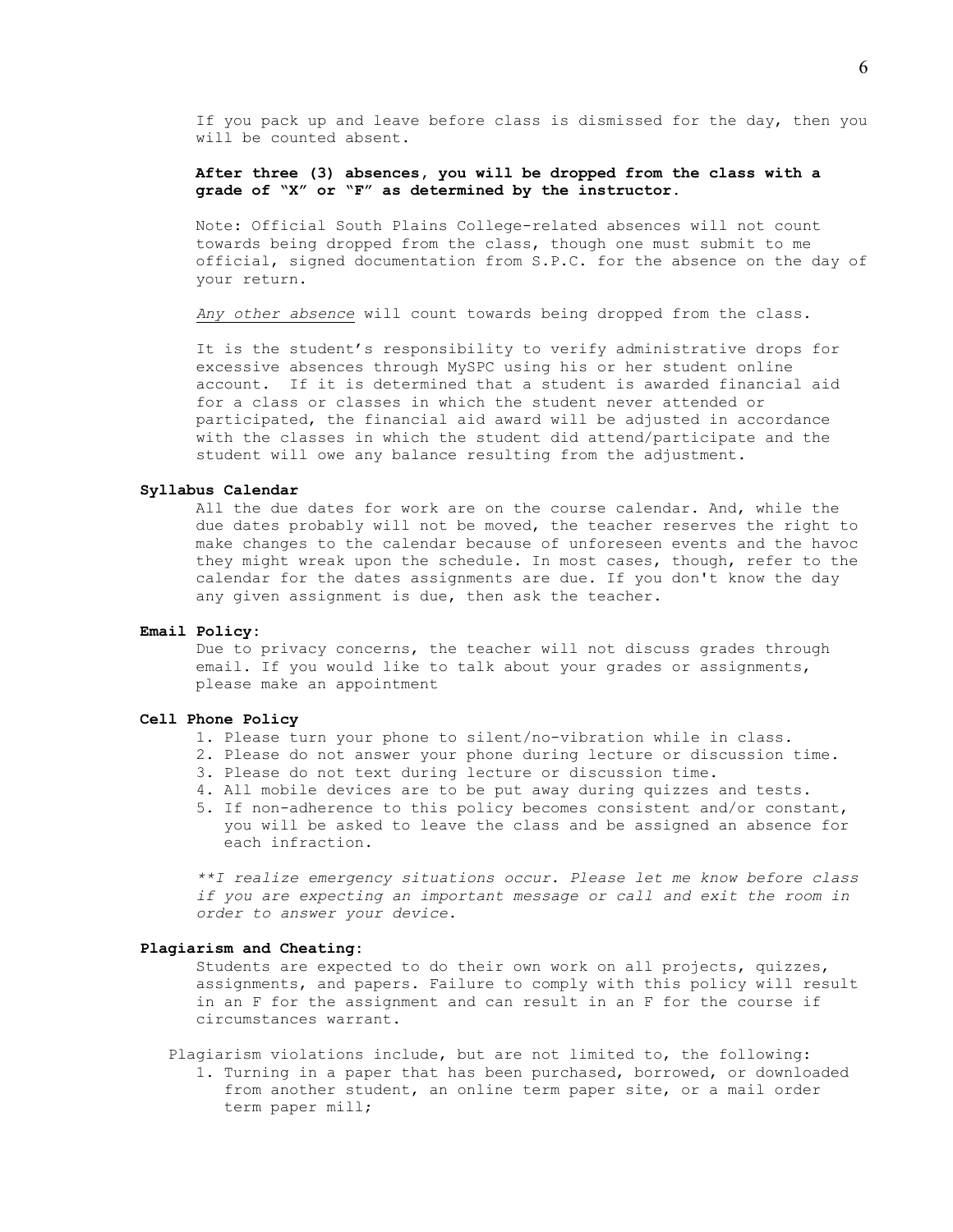If you pack up and leave before class is dismissed for the day, then you will be counted absent.

**After three (3) absences, you will be dropped from the class with a grade of "X" or "F" as determined by the instructor.**

Note: Official South Plains College-related absences will not count towards being dropped from the class, though one must submit to me official, signed documentation from S.P.C. for the absence on the day of your return.

*Any other absence* will count towards being dropped from the class.

It is the student's responsibility to verify administrative drops for excessive absences through MySPC using his or her student online account. If it is determined that a student is awarded financial aid for a class or classes in which the student never attended or participated, the financial aid award will be adjusted in accordance with the classes in which the student did attend/participate and the student will owe any balance resulting from the adjustment.

**Syllabus Calendar**

All the due dates for work are on the course calendar. And, while the due dates probably will not be moved, the teacher reserves the right to make changes to the calendar because of unforeseen events and the havoc they might wreak upon the schedule. In most cases, though, refer to the calendar for the dates assignments are due. If you don't know the day any given assignment is due, then ask the teacher.

**Email Policy:**

Due to privacy concerns, the teacher will not discuss grades through email. If you would like to talk about your grades or assignments, please make an appointment

**Cell Phone Policy**

1. Please turn your phone to silent/no-vibration while in class.
2. Please do not answer your phone during lecture or discussion time.
3. Please do not text during lecture or discussion time.
4. All mobile devices are to be put away during quizzes and tests.
5. If non-adherence to this policy becomes consistent and/or constant, you will be asked to leave the class and be assigned an absence for each infraction.

*\*\*I realize emergency situations occur. Please let me know before class if you are expecting an important message or call and exit the room in order to answer your device.*

**Plagiarism and Cheating:**

Students are expected to do their own work on all projects, quizzes, assignments, and papers. Failure to comply with this policy will result in an F for the assignment and can result in an F for the course if circumstances warrant.

Plagiarism violations include, but are not limited to, the following:

1. Turning in a paper that has been purchased, borrowed, or downloaded from another student, an online term paper site, or a mail order term paper mill;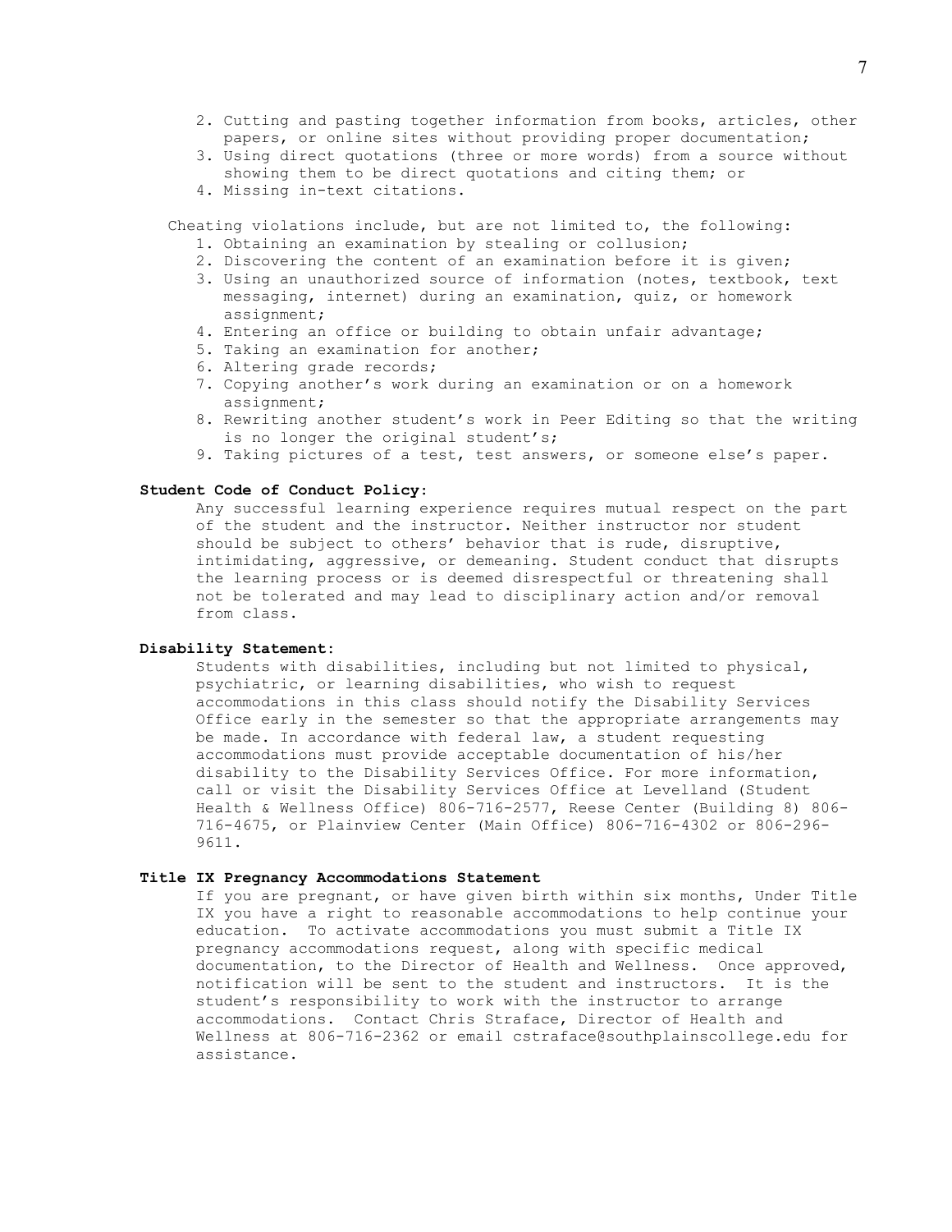2. Cutting and pasting together information from books, articles, other papers, or online sites without providing proper documentation;
3. Using direct quotations (three or more words) from a source without showing them to be direct quotations and citing them; or
4. Missing in-text citations.

Cheating violations include, but are not limited to, the following:

1. Obtaining an examination by stealing or collusion;
2. Discovering the content of an examination before it is given;
3. Using an unauthorized source of information (notes, textbook, text messaging, internet) during an examination, quiz, or homework assignment;
4. Entering an office or building to obtain unfair advantage;
5. Taking an examination for another;
6. Altering grade records;
7. Copying another's work during an examination or on a homework assignment;
8. Rewriting another student's work in Peer Editing so that the writing is no longer the original student's;
9. Taking pictures of a test, test answers, or someone else's paper.

**Student Code of Conduct Policy:**

Any successful learning experience requires mutual respect on the part of the student and the instructor. Neither instructor nor student should be subject to others' behavior that is rude, disruptive, intimidating, aggressive, or demeaning. Student conduct that disrupts the learning process or is deemed disrespectful or threatening shall not be tolerated and may lead to disciplinary action and/or removal from class.

**Disability Statement:**

Students with disabilities, including but not limited to physical, psychiatric, or learning disabilities, who wish to request accommodations in this class should notify the Disability Services Office early in the semester so that the appropriate arrangements may be made. In accordance with federal law, a student requesting accommodations must provide acceptable documentation of his/her disability to the Disability Services Office. For more information, call or visit the Disability Services Office at Levelland (Student Health & Wellness Office) 806-716-2577, Reese Center (Building 8) 806-716-4675, or Plainview Center (Main Office) 806-716-4302 or 806-296-9611.

**Title IX Pregnancy Accommodations Statement**

If you are pregnant, or have given birth within six months, Under Title IX you have a right to reasonable accommodations to help continue your education. To activate accommodations you must submit a Title IX pregnancy accommodations request, along with specific medical documentation, to the Director of Health and Wellness. Once approved, notification will be sent to the student and instructors. It is the student's responsibility to work with the instructor to arrange accommodations. Contact Chris Straface, Director of Health and Wellness at 806-716-2362 or email cstraface@southplainscollege.edu for assistance.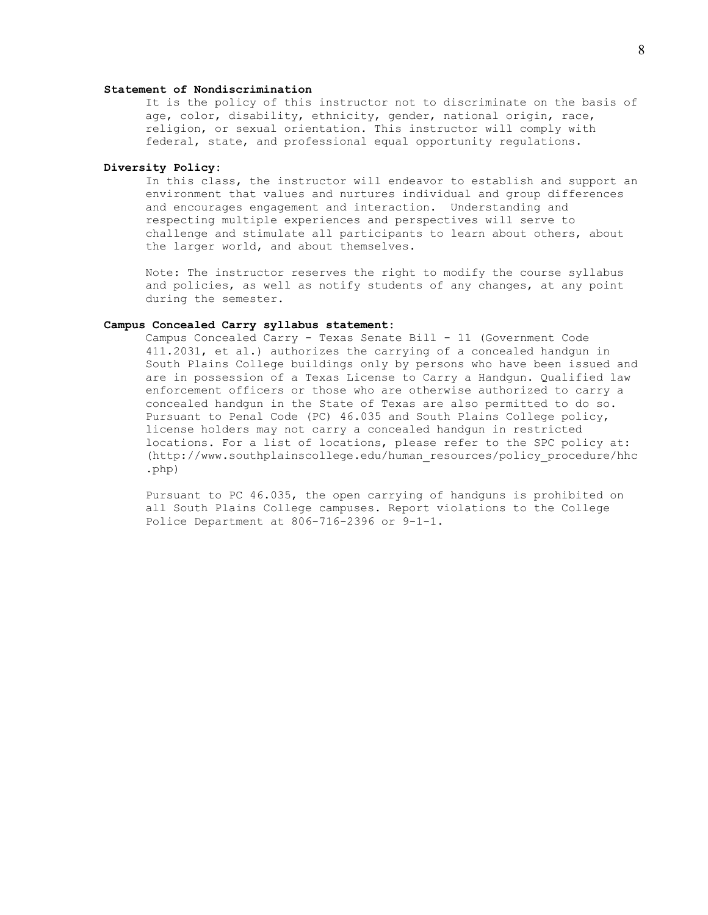**Statement of Nondiscrimination**

It is the policy of this instructor not to discriminate on the basis of age, color, disability, ethnicity, gender, national origin, race, religion, or sexual orientation. This instructor will comply with federal, state, and professional equal opportunity regulations.

**Diversity Policy:**

In this class, the instructor will endeavor to establish and support an environment that values and nurtures individual and group differences and encourages engagement and interaction. Understanding and respecting multiple experiences and perspectives will serve to challenge and stimulate all participants to learn about others, about the larger world, and about themselves.

Note: The instructor reserves the right to modify the course syllabus and policies, as well as notify students of any changes, at any point during the semester.

**Campus Concealed Carry syllabus statement:**

Campus Concealed Carry - Texas Senate Bill - 11 (Government Code 411.2031, et al.) authorizes the carrying of a concealed handgun in South Plains College buildings only by persons who have been issued and are in possession of a Texas License to Carry a Handgun. Qualified law enforcement officers or those who are otherwise authorized to carry a concealed handgun in the State of Texas are also permitted to do so. Pursuant to Penal Code (PC) 46.035 and South Plains College policy, license holders may not carry a concealed handgun in restricted locations. For a list of locations, please refer to the SPC policy at: (http://www.southplainscollege.edu/human_resources/policy_procedure/hhc.php)

Pursuant to PC 46.035, the open carrying of handguns is prohibited on all South Plains College campuses. Report violations to the College Police Department at 806-716-2396 or 9-1-1.